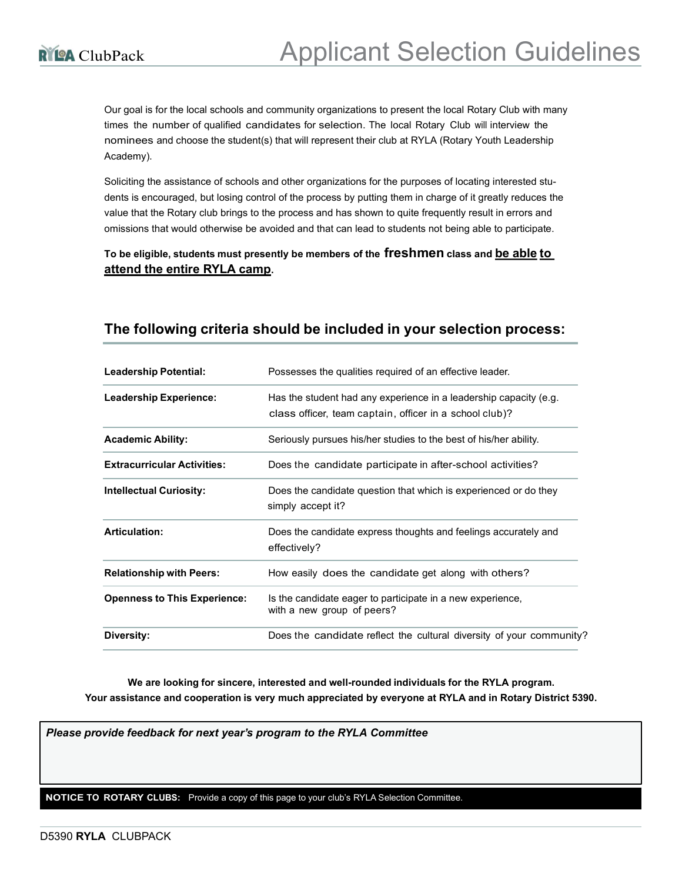# Applicant Selection Guidelines

RYLA ClubPack

Our goal is for the local schools and community organizations to present the local Rotary Club with many times the number of qualified candidates for selection. The local Rotary Club will interview the nominees and choose the student(s) that will represent their club at RYLA (Rotary Youth Leadership Academy).

Soliciting the assistance of schools and other organizations for the purposes of locating interested students is encouraged, but losing control of the process by putting them in charge of it greatly reduces the value that the Rotary club brings to the process and has shown to quite frequently result in errors and omissions that would otherwise be avoided and that can lead to students not being able to participate.

**To be eligible, students must presently be members of the freshmen class and <u>be able to attend the entire RYLA camp</u>.**

## The following criteria should be included in your selection process:

| | |
|---|---|
| **Leadership Potential:** | Possesses the qualities required of an effective leader. |
| **Leadership Experience:** | Has the student had any experience in a leadership capacity (e.g. class officer, team captain, officer in a school club)? |
| **Academic Ability:** | Seriously pursues his/her studies to the best of his/her ability. |
| **Extracurricular Activities:** | Does the candidate participate in after-school activities? |
| **Intellectual Curiosity:** | Does the candidate question that which is experienced or do they simply accept it? |
| **Articulation:** | Does the candidate express thoughts and feelings accurately and effectively? |
| **Relationship with Peers:** | How easily does the candidate get along with others? |
| **Openness to This Experience:** | Is the candidate eager to participate in a new experience, with a new group of peers? |
| **Diversity:** | Does the candidate reflect the cultural diversity of your community? |

**We are looking for sincere, interested and well-rounded individuals for the RYLA program.**
**Your assistance and cooperation is very much appreciated by everyone at RYLA and in Rotary District 5390.**

***Please provide feedback for next year's program to the RYLA Committee***

**NOTICE TO ROTARY CLUBS:** Provide a copy of this page to your club's RYLA Selection Committee.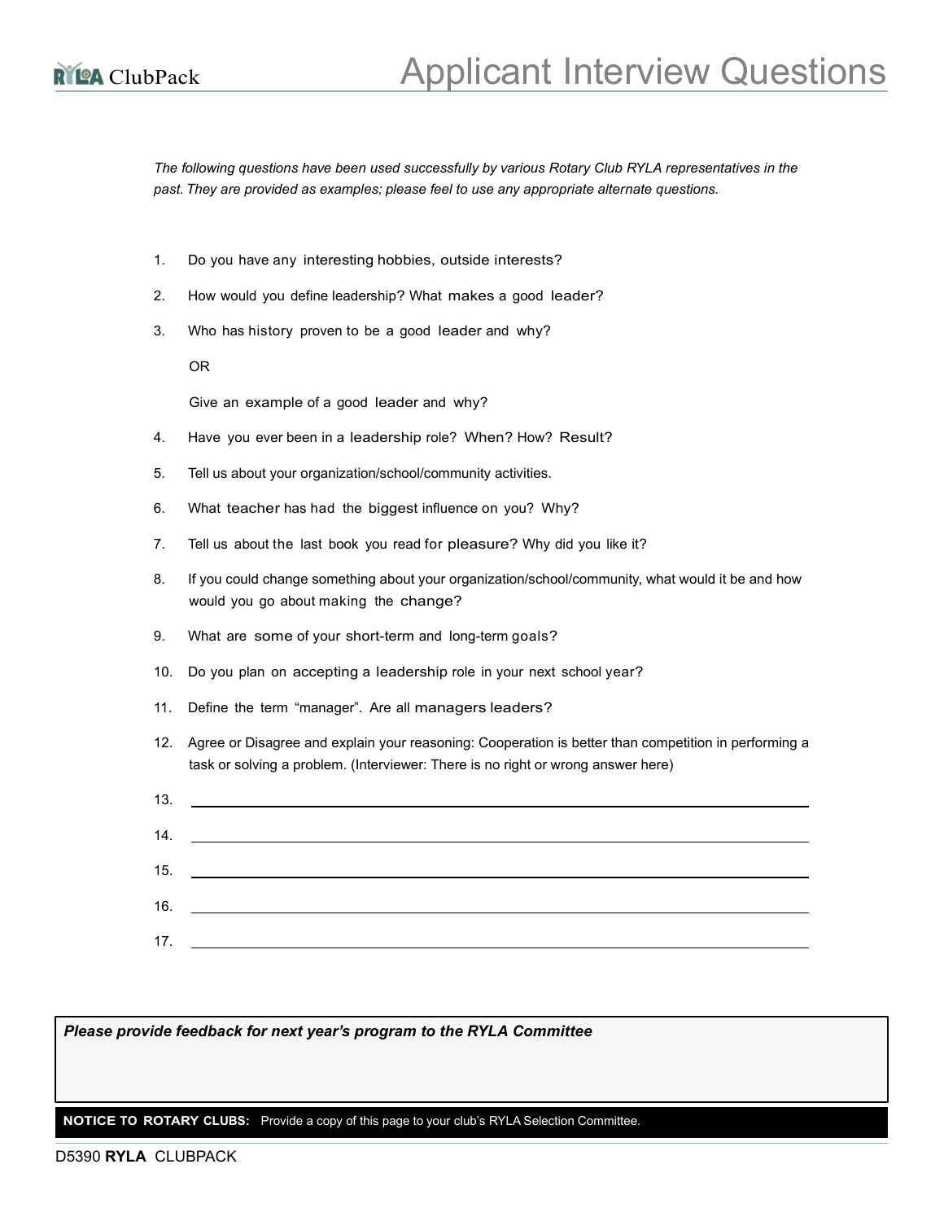# Applicant Interview Questions

*The following questions have been used successfully by various Rotary Club RYLA representatives in the past. They are provided as examples; please feel to use any appropriate alternate questions.*

1. Do you have any interesting hobbies, outside interests?
2. How would you define leadership? What makes a good leader?
3. Who has history proven to be a good leader and why?

   OR

   Give an example of a good leader and why?
4. Have you ever been in a leadership role? When? How? Result?
5. Tell us about your organization/school/community activities.
6. What teacher has had the biggest influence on you? Why?
7. Tell us about the last book you read for pleasure? Why did you like it?
8. If you could change something about your organization/school/community, what would it be and how would you go about making the change?
9. What are some of your short-term and long-term goals?
10. Do you plan on accepting a leadership role in your next school year?
11. Define the term "manager". Are all managers leaders?
12. Agree or Disagree and explain your reasoning: Cooperation is better than competition in performing a task or solving a problem. (Interviewer: There is no right or wrong answer here)
13. ______________________________
14. ______________________________
15. ______________________________
16. ______________________________
17. ______________________________

***Please provide feedback for next year's program to the RYLA Committee***

**NOTICE TO ROTARY CLUBS:** Provide a copy of this page to your club's RYLA Selection Committee.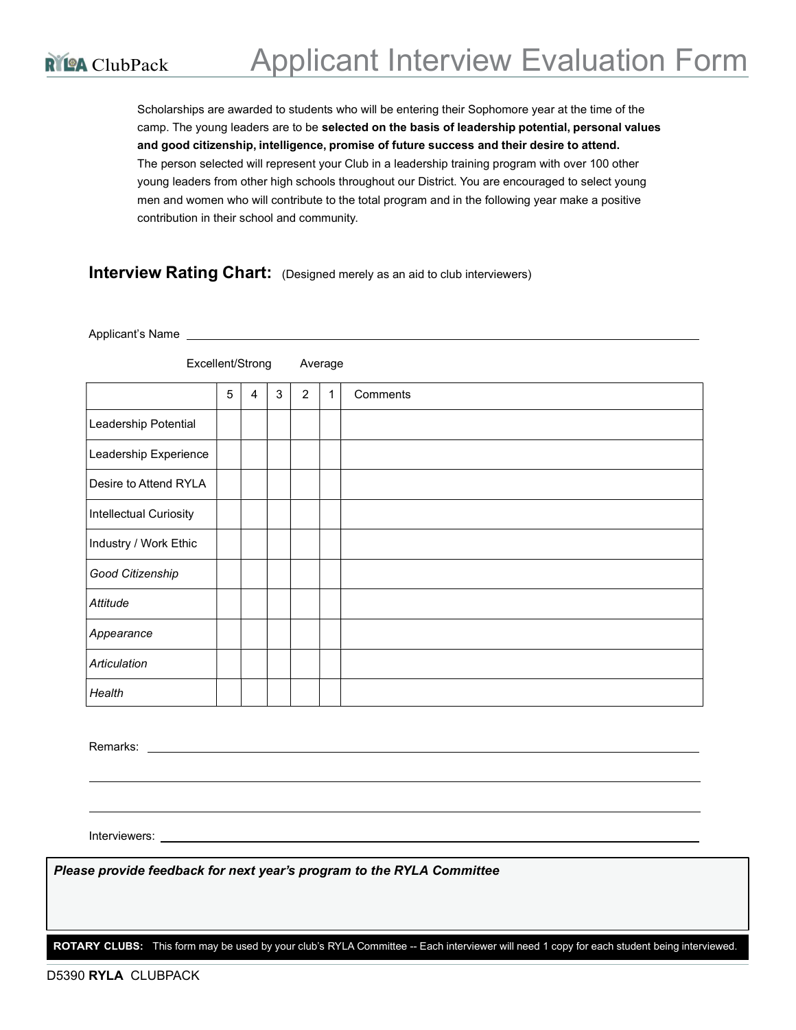# Applicant Interview Evaluation Form

RYLA ClubPack

Scholarships are awarded to students who will be entering their Sophomore year at the time of the camp. The young leaders are to be **selected on the basis of leadership potential, personal values and good citizenship, intelligence, promise of future success and their desire to attend.** The person selected will represent your Club in a leadership training program with over 100 other young leaders from other high schools throughout our District. You are encouraged to select young men and women who will contribute to the total program and in the following year make a positive contribution in their school and community.

## Interview Rating Chart: (Designed merely as an aid to club interviewers)

Applicant's Name ______________________________

Excellent/Strong Average

| | 5 | 4 | 3 | 2 | 1 | Comments |
|---|---|---|---|---|---|---|
| Leadership Potential | | | | | | |
| Leadership Experience | | | | | | |
| Desire to Attend RYLA | | | | | | |
| Intellectual Curiosity | | | | | | |
| Industry / Work Ethic | | | | | | |
| *Good Citizenship* | | | | | | |
| *Attitude* | | | | | | |
| *Appearance* | | | | | | |
| *Articulation* | | | | | | |
| *Health* | | | | | | |

Remarks: ______________________________

______________________________

______________________________

Interviewers: ______________________________

***Please provide feedback for next year's program to the RYLA Committee***

**ROTARY CLUBS:** This form may be used by your club's RYLA Committee -- Each interviewer will need 1 copy for each student being interviewed.

D5390 **RYLA** CLUBPACK